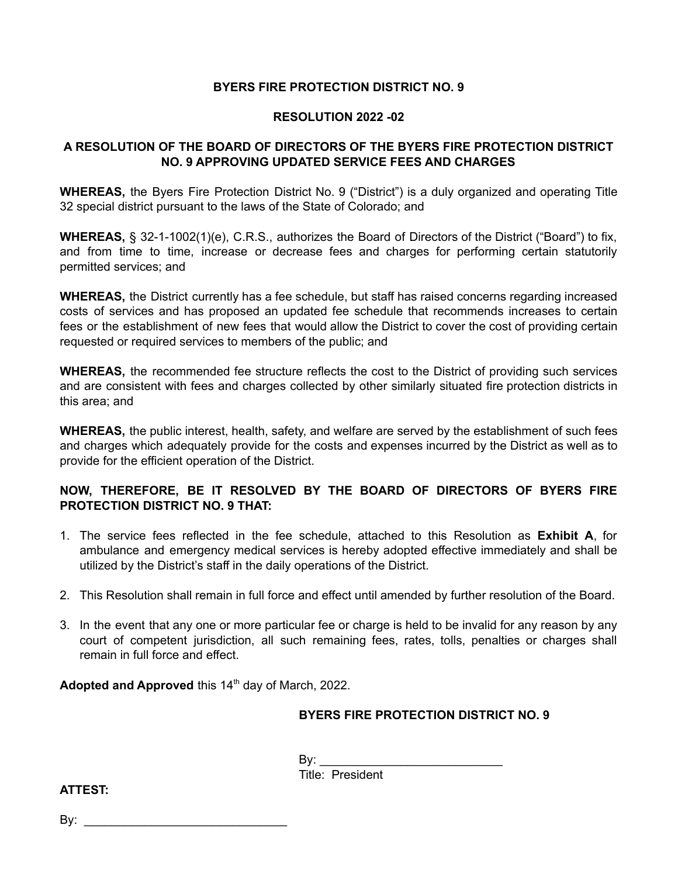# BYERS FIRE PROTECTION DISTRICT NO. 9

## RESOLUTION 2022 -02

### A RESOLUTION OF THE BOARD OF DIRECTORS OF THE BYERS FIRE PROTECTION DISTRICT NO. 9 APPROVING UPDATED SERVICE FEES AND CHARGES

**WHEREAS,** the Byers Fire Protection District No. 9 ("District") is a duly organized and operating Title 32 special district pursuant to the laws of the State of Colorado; and

**WHEREAS,** § 32-1-1002(1)(e), C.R.S., authorizes the Board of Directors of the District ("Board") to fix, and from time to time, increase or decrease fees and charges for performing certain statutorily permitted services; and

**WHEREAS,** the District currently has a fee schedule, but staff has raised concerns regarding increased costs of services and has proposed an updated fee schedule that recommends increases to certain fees or the establishment of new fees that would allow the District to cover the cost of providing certain requested or required services to members of the public; and

**WHEREAS,** the recommended fee structure reflects the cost to the District of providing such services and are consistent with fees and charges collected by other similarly situated fire protection districts in this area; and

**WHEREAS,** the public interest, health, safety, and welfare are served by the establishment of such fees and charges which adequately provide for the costs and expenses incurred by the District as well as to provide for the efficient operation of the District.

**NOW, THEREFORE, BE IT RESOLVED BY THE BOARD OF DIRECTORS OF BYERS FIRE PROTECTION DISTRICT NO. 9 THAT:**

1. The service fees reflected in the fee schedule, attached to this Resolution as **Exhibit A**, for ambulance and emergency medical services is hereby adopted effective immediately and shall be utilized by the District's staff in the daily operations of the District.

2. This Resolution shall remain in full force and effect until amended by further resolution of the Board.

3. In the event that any one or more particular fee or charge is held to be invalid for any reason by any court of competent jurisdiction, all such remaining fees, rates, tolls, penalties or charges shall remain in full force and effect.

**Adopted and Approved** this 14th day of March, 2022.

**BYERS FIRE PROTECTION DISTRICT NO. 9**

By: ___________________________
Title: President

**ATTEST:**

By: ______________________________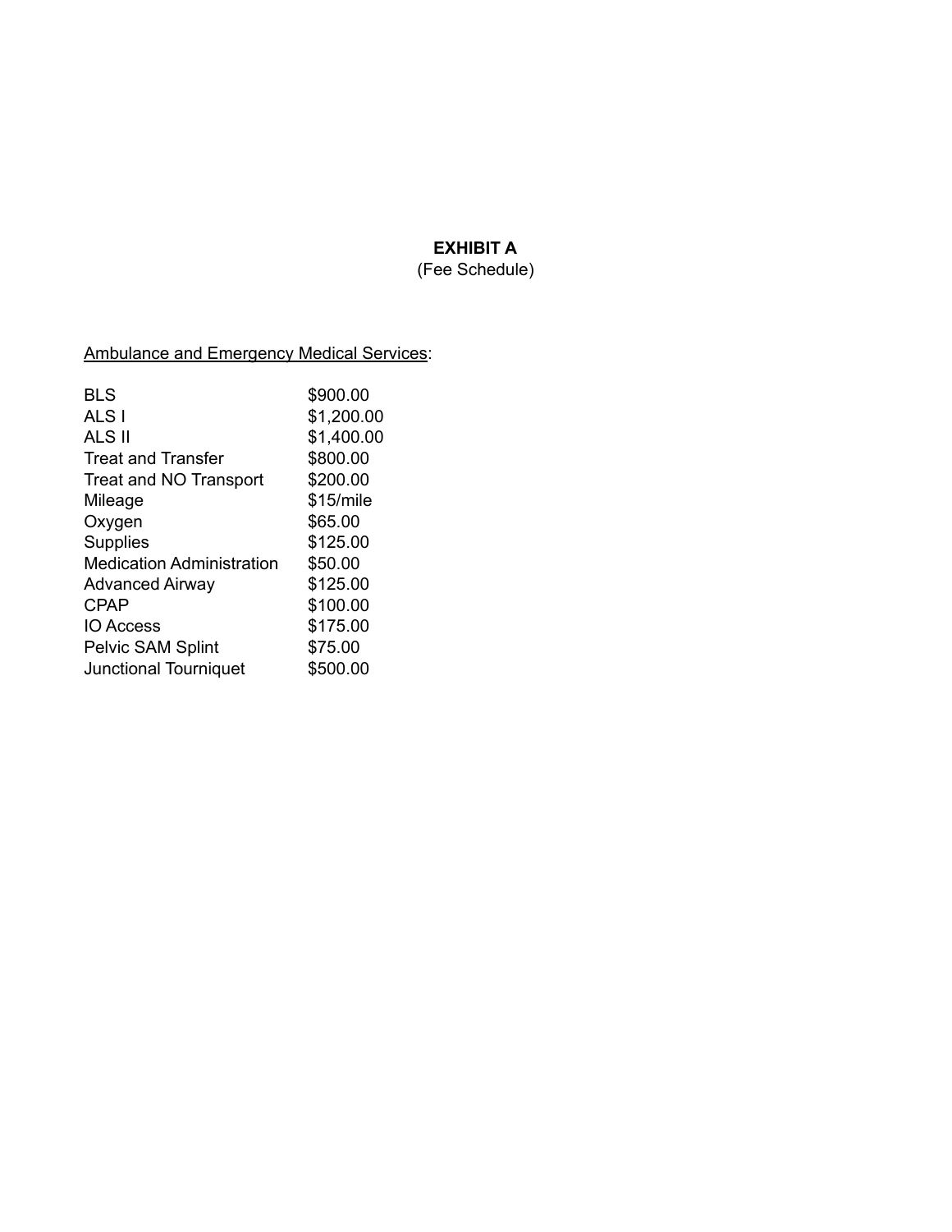**EXHIBIT A**

(Fee Schedule)

Ambulance and Emergency Medical Services:

| | |
|---|---|
| BLS | $900.00 |
| ALS I | $1,200.00 |
| ALS II | $1,400.00 |
| Treat and Transfer | $800.00 |
| Treat and NO Transport | $200.00 |
| Mileage | $15/mile |
| Oxygen | $65.00 |
| Supplies | $125.00 |
| Medication Administration | $50.00 |
| Advanced Airway | $125.00 |
| CPAP | $100.00 |
| IO Access | $175.00 |
| Pelvic SAM Splint | $75.00 |
| Junctional Tourniquet | $500.00 |